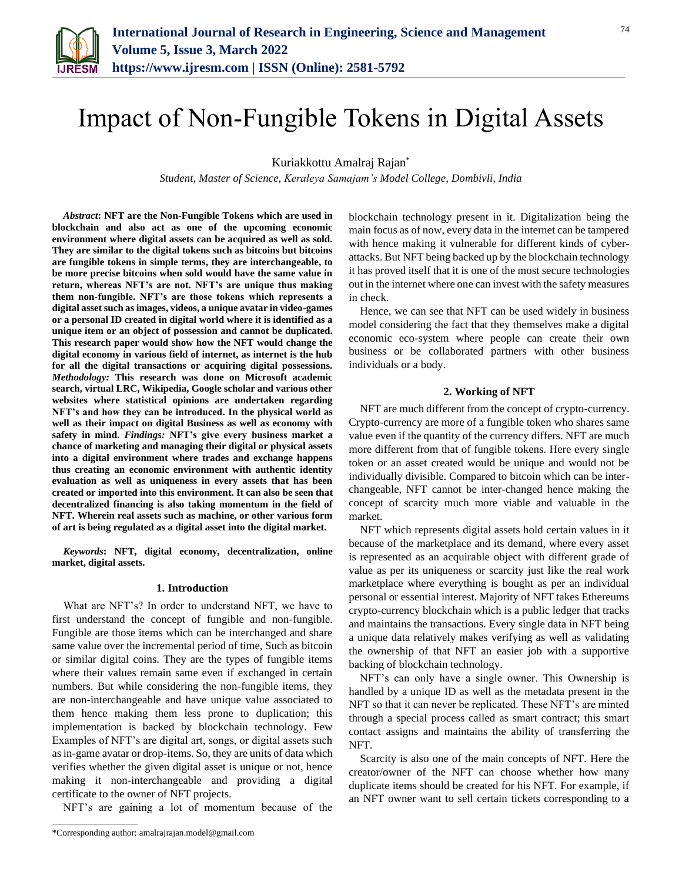# Impact of Non-Fungible Tokens in Digital Assets

Kuriakkottu Amalraj Rajan*

*Student, Master of Science, Keraleya Samajam's Model College, Dombivli, India*

***Abstract*: NFT are the Non-Fungible Tokens which are used in blockchain and also act as one of the upcoming economic environment where digital assets can be acquired as well as sold. They are similar to the digital tokens such as bitcoins but bitcoins are fungible tokens in simple terms, they are interchangeable, to be more precise bitcoins when sold would have the same value in return, whereas NFT's are not. NFT's are unique thus making them non-fungible. NFT's are those tokens which represents a digital asset such as images, videos, a unique avatar in video-games or a personal ID created in digital world where it is identified as a unique item or an object of possession and cannot be duplicated. This research paper would show how the NFT would change the digital economy in various field of internet, as internet is the hub for all the digital transactions or acquiring digital possessions. *Methodology:* This research was done on Microsoft academic search, virtual LRC, Wikipedia, Google scholar and various other websites where statistical opinions are undertaken regarding NFT's and how they can be introduced. In the physical world as well as their impact on digital Business as well as economy with safety in mind. *Findings:* NFT's give every business market a chance of marketing and managing their digital or physical assets into a digital environment where trades and exchange happens thus creating an economic environment with authentic identity evaluation as well as uniqueness in every assets that has been created or imported into this environment. It can also be seen that decentralized financing is also taking momentum in the field of NFT. Wherein real assets such as machine, or other various form of art is being regulated as a digital asset into the digital market.**

***Keywords*: NFT, digital economy, decentralization, online market, digital assets.**

## 1. Introduction

What are NFT's? In order to understand NFT, we have to first understand the concept of fungible and non-fungible. Fungible are those items which can be interchanged and share same value over the incremental period of time, Such as bitcoin or similar digital coins. They are the types of fungible items where their values remain same even if exchanged in certain numbers. But while considering the non-fungible items, they are non-interchangeable and have unique value associated to them hence making them less prone to duplication; this implementation is backed by blockchain technology. Few Examples of NFT's are digital art, songs, or digital assets such as in-game avatar or drop-items. So, they are units of data which verifies whether the given digital asset is unique or not, hence making it non-interchangeable and providing a digital certificate to the owner of NFT projects.

NFT's are gaining a lot of momentum because of the blockchain technology present in it. Digitalization being the main focus as of now, every data in the internet can be tampered with hence making it vulnerable for different kinds of cyber-attacks. But NFT being backed up by the blockchain technology it has proved itself that it is one of the most secure technologies out in the internet where one can invest with the safety measures in check.

Hence, we can see that NFT can be used widely in business model considering the fact that they themselves make a digital economic eco-system where people can create their own business or be collaborated partners with other business individuals or a body.

## 2. Working of NFT

NFT are much different from the concept of crypto-currency. Crypto-currency are more of a fungible token who shares same value even if the quantity of the currency differs. NFT are much more different from that of fungible tokens. Here every single token or an asset created would be unique and would not be individually divisible. Compared to bitcoin which can be inter-changeable, NFT cannot be inter-changed hence making the concept of scarcity much more viable and valuable in the market.

NFT which represents digital assets hold certain values in it because of the marketplace and its demand, where every asset is represented as an acquirable object with different grade of value as per its uniqueness or scarcity just like the real work marketplace where everything is bought as per an individual personal or essential interest. Majority of NFT takes Ethereums crypto-currency blockchain which is a public ledger that tracks and maintains the transactions. Every single data in NFT being a unique data relatively makes verifying as well as validating the ownership of that NFT an easier job with a supportive backing of blockchain technology.

NFT's can only have a single owner. This Ownership is handled by a unique ID as well as the metadata present in the NFT so that it can never be replicated. These NFT's are minted through a special process called as smart contract; this smart contact assigns and maintains the ability of transferring the NFT.

Scarcity is also one of the main concepts of NFT. Here the creator/owner of the NFT can choose whether how many duplicate items should be created for his NFT. For example, if an NFT owner want to sell certain tickets corresponding to a

*Corresponding author: amalrajrajan.model@gmail.com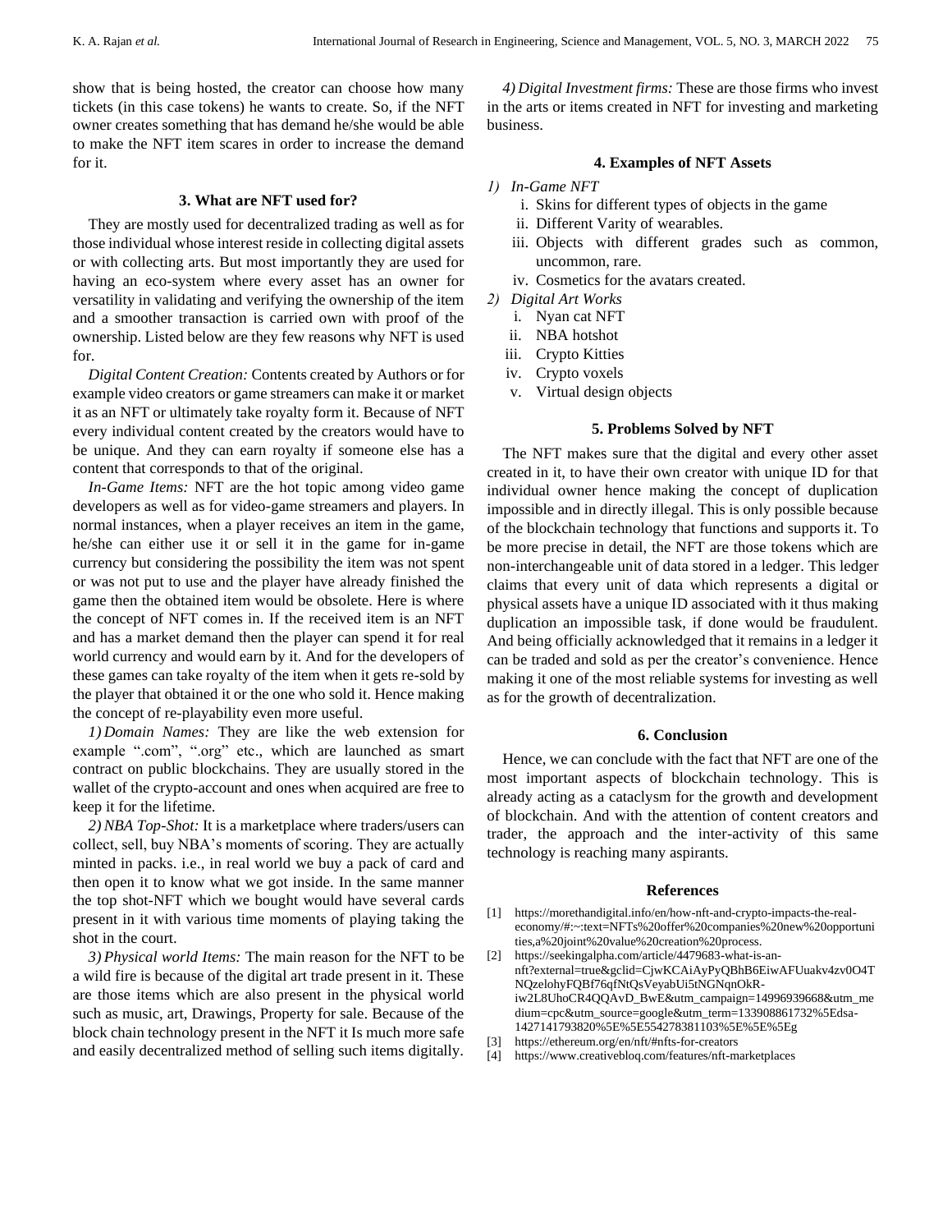show that is being hosted, the creator can choose how many tickets (in this case tokens) he wants to create. So, if the NFT owner creates something that has demand he/she would be able to make the NFT item scares in order to increase the demand for it.

## 3. What are NFT used for?

They are mostly used for decentralized trading as well as for those individual whose interest reside in collecting digital assets or with collecting arts. But most importantly they are used for having an eco-system where every asset has an owner for versatility in validating and verifying the ownership of the item and a smoother transaction is carried own with proof of the ownership. Listed below are they few reasons why NFT is used for.

*Digital Content Creation:* Contents created by Authors or for example video creators or game streamers can make it or market it as an NFT or ultimately take royalty form it. Because of NFT every individual content created by the creators would have to be unique. And they can earn royalty if someone else has a content that corresponds to that of the original.

*In-Game Items:* NFT are the hot topic among video game developers as well as for video-game streamers and players. In normal instances, when a player receives an item in the game, he/she can either use it or sell it in the game for in-game currency but considering the possibility the item was not spent or was not put to use and the player have already finished the game then the obtained item would be obsolete. Here is where the concept of NFT comes in. If the received item is an NFT and has a market demand then the player can spend it for real world currency and would earn by it. And for the developers of these games can take royalty of the item when it gets re-sold by the player that obtained it or the one who sold it. Hence making the concept of re-playability even more useful.

*1) Domain Names:* They are like the web extension for example ".com", ".org" etc., which are launched as smart contract on public blockchains. They are usually stored in the wallet of the crypto-account and ones when acquired are free to keep it for the lifetime.

*2) NBA Top-Shot:* It is a marketplace where traders/users can collect, sell, buy NBA's moments of scoring. They are actually minted in packs. i.e., in real world we buy a pack of card and then open it to know what we got inside. In the same manner the top shot-NFT which we bought would have several cards present in it with various time moments of playing taking the shot in the court.

*3) Physical world Items:* The main reason for the NFT to be a wild fire is because of the digital art trade present in it. These are those items which are also present in the physical world such as music, art, Drawings, Property for sale. Because of the block chain technology present in the NFT it Is much more safe and easily decentralized method of selling such items digitally.

*4) Digital Investment firms:* These are those firms who invest in the arts or items created in NFT for investing and marketing business.

## 4. Examples of NFT Assets

*1) In-Game NFT*

1. Skins for different types of objects in the game
2. Different Varity of wearables.
3. Objects with different grades such as common, uncommon, rare.
4. Cosmetics for the avatars created.

*2) Digital Art Works*

1. Nyan cat NFT
2. NBA hotshot
3. Crypto Kitties
4. Crypto voxels
5. Virtual design objects

## 5. Problems Solved by NFT

The NFT makes sure that the digital and every other asset created in it, to have their own creator with unique ID for that individual owner hence making the concept of duplication impossible and in directly illegal. This is only possible because of the blockchain technology that functions and supports it. To be more precise in detail, the NFT are those tokens which are non-interchangeable unit of data stored in a ledger. This ledger claims that every unit of data which represents a digital or physical assets have a unique ID associated with it thus making duplication an impossible task, if done would be fraudulent. And being officially acknowledged that it remains in a ledger it can be traded and sold as per the creator's convenience. Hence making it one of the most reliable systems for investing as well as for the growth of decentralization.

## 6. Conclusion

Hence, we can conclude with the fact that NFT are one of the most important aspects of blockchain technology. This is already acting as a cataclysm for the growth and development of blockchain. And with the attention of content creators and trader, the approach and the inter-activity of this same technology is reaching many aspirants.

## References

[1] https://morethandigital.info/en/how-nft-and-crypto-impacts-the-real-economy/#:~:text=NFTs%20offer%20companies%20new%20opportunities,a%20joint%20value%20creation%20process.

[2] https://seekingalpha.com/article/4479683-what-is-an-nft?external=true&gclid=CjwKCAiAyPyQBhB6EiwAFUuakv4zv0O4TNQzelohyFQBf76qfNtQsVeyabUi5tNGNqnOkR-iw2L8UhoCR4QQAvD_BwE&utm_campaign=14996939668&utm_medium=cpc&utm_source=google&utm_term=133908861732%5Edsa-1427141793820%5E%5E554278381103%5E%5E%5Eg

[3] https://ethereum.org/en/nft/#nfts-for-creators

[4] https://www.creativebloq.com/features/nft-marketplaces